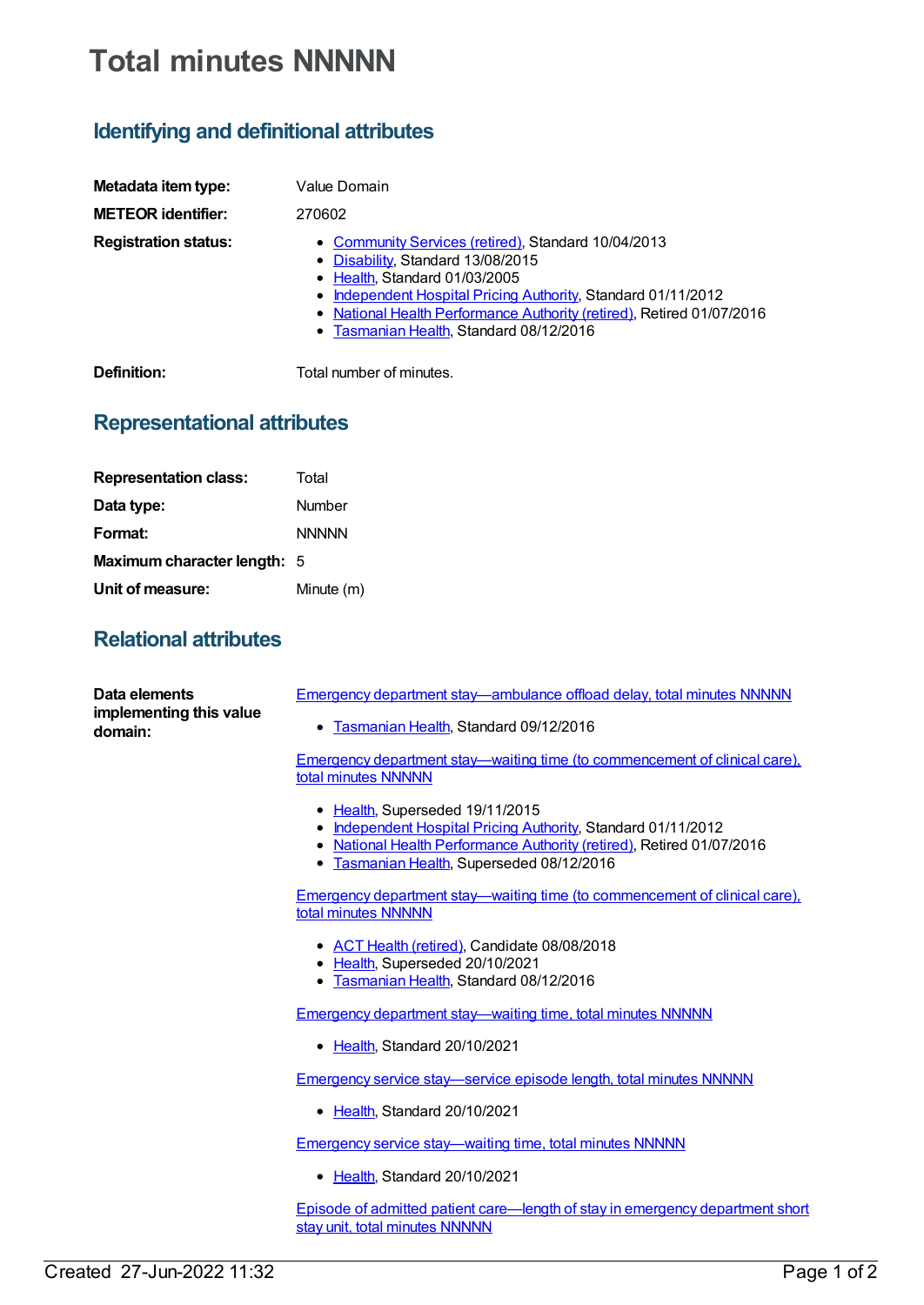# Total minutes NNNNN

## Identifying and definitional attributes

**Metadata item type:** Value Domain

**METEOR identifier:** 270602

**Registration status:**

- Community Services (retired), Standard 10/04/2013
- Disability, Standard 13/08/2015
- Health, Standard 01/03/2005
- Independent Hospital Pricing Authority, Standard 01/11/2012
- National Health Performance Authority (retired), Retired 01/07/2016
- Tasmanian Health, Standard 08/12/2016

**Definition:** Total number of minutes.

## Representational attributes

**Representation class:** Total

**Data type:** Number

**Format:** NNNNN

**Maximum character length:** 5

**Unit of measure:** Minute (m)

## Relational attributes

**Data elements implementing this value domain:**

Emergency department stay—ambulance offload delay, total minutes NNNNN

- Tasmanian Health, Standard 09/12/2016

Emergency department stay—waiting time (to commencement of clinical care), total minutes NNNNN

- Health, Superseded 19/11/2015
- Independent Hospital Pricing Authority, Standard 01/11/2012
- National Health Performance Authority (retired), Retired 01/07/2016
- Tasmanian Health, Superseded 08/12/2016

Emergency department stay—waiting time (to commencement of clinical care), total minutes NNNNN

- ACT Health (retired), Candidate 08/08/2018
- Health, Superseded 20/10/2021
- Tasmanian Health, Standard 08/12/2016

Emergency department stay—waiting time, total minutes NNNNN

- Health, Standard 20/10/2021

Emergency service stay—service episode length, total minutes NNNNN

- Health, Standard 20/10/2021

Emergency service stay—waiting time, total minutes NNNNN

- Health, Standard 20/10/2021

Episode of admitted patient care—length of stay in emergency department short stay unit, total minutes NNNNN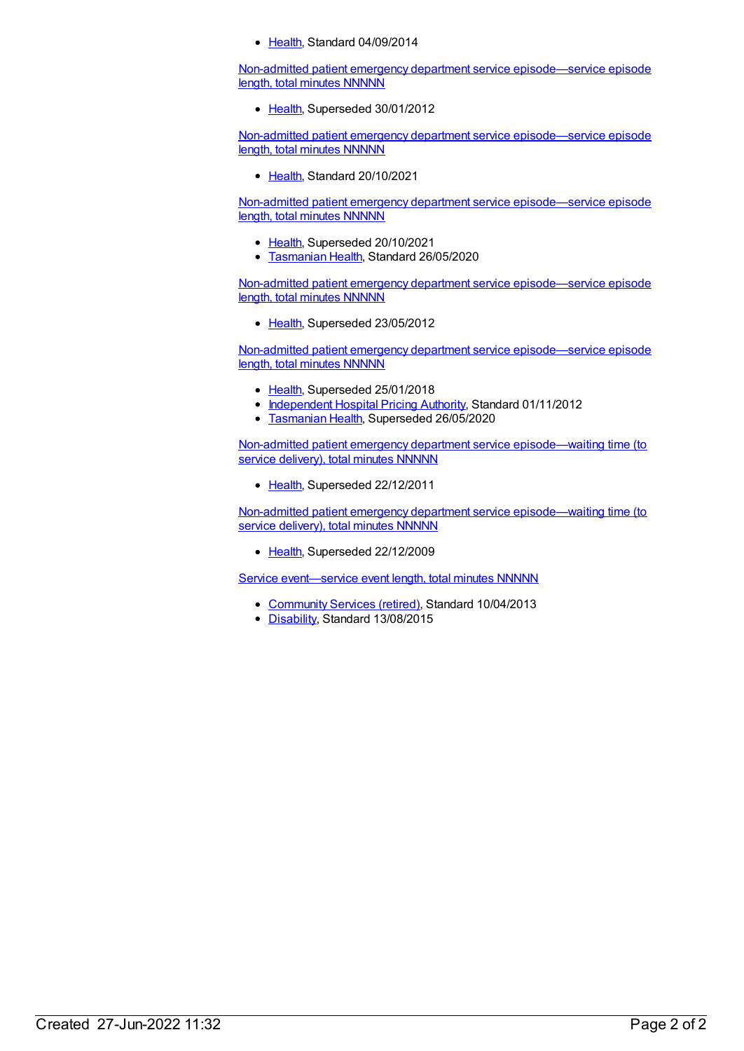- Health, Standard 04/09/2014

Non-admitted patient emergency department service episode—service episode length, total minutes NNNNN

- Health, Superseded 30/01/2012

Non-admitted patient emergency department service episode—service episode length, total minutes NNNNN

- Health, Standard 20/10/2021

Non-admitted patient emergency department service episode—service episode length, total minutes NNNNN

- Health, Superseded 20/10/2021
- Tasmanian Health, Standard 26/05/2020

Non-admitted patient emergency department service episode—service episode length, total minutes NNNNN

- Health, Superseded 23/05/2012

Non-admitted patient emergency department service episode—service episode length, total minutes NNNNN

- Health, Superseded 25/01/2018
- Independent Hospital Pricing Authority, Standard 01/11/2012
- Tasmanian Health, Superseded 26/05/2020

Non-admitted patient emergency department service episode—waiting time (to service delivery), total minutes NNNNN

- Health, Superseded 22/12/2011

Non-admitted patient emergency department service episode—waiting time (to service delivery), total minutes NNNNN

- Health, Superseded 22/12/2009

Service event—service event length, total minutes NNNNN

- Community Services (retired), Standard 10/04/2013
- Disability, Standard 13/08/2015